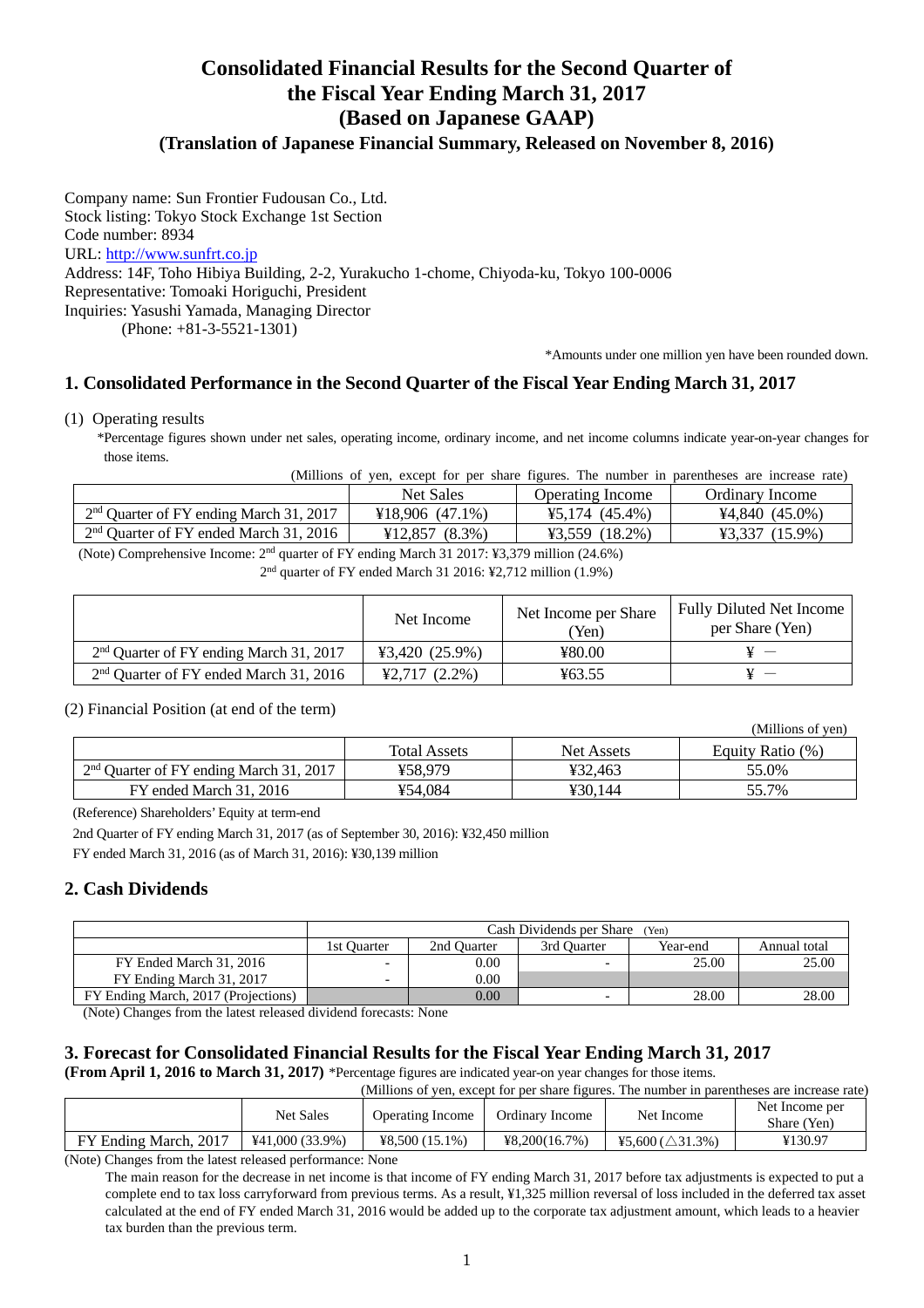# Consolidated Financial Results for the Second Quarter of the Fiscal Year Ending March 31, 2017 (Based on Japanese GAAP)

### (Translation of Japanese Financial Summary, Released on November 8, 2016)

Company name: Sun Frontier Fudousan Co., Ltd.
Stock listing: Tokyo Stock Exchange 1st Section
Code number: 8934
URL: http://www.sunfrt.co.jp
Address: 14F, Toho Hibiya Building, 2-2, Yurakucho 1-chome, Chiyoda-ku, Tokyo 100-0006
Representative: Tomoaki Horiguchi, President
Inquiries: Yasushi Yamada, Managing Director
(Phone: +81-3-5521-1301)

*Amounts under one million yen have been rounded down.

## 1. Consolidated Performance in the Second Quarter of the Fiscal Year Ending March 31, 2017

(1) Operating results

*Percentage figures shown under net sales, operating income, ordinary income, and net income columns indicate year-on-year changes for those items.

(Millions of yen, except for per share figures. The number in parentheses are increase rate)

| | Net Sales | Operating Income | Ordinary Income |
|---|---|---|---|
| 2nd Quarter of FY ending March 31, 2017 | ¥18,906 (47.1%) | ¥5,174 (45.4%) | ¥4,840 (45.0%) |
| 2nd Quarter of FY ended March 31, 2016 | ¥12,857 (8.3%) | ¥3,559 (18.2%) | ¥3,337 (15.9%) |

(Note) Comprehensive Income: 2nd quarter of FY ending March 31 2017: ¥3,379 million (24.6%)
2nd quarter of FY ended March 31 2016: ¥2,712 million (1.9%)

| | Net Income | Net Income per Share (Yen) | Fully Diluted Net Income per Share (Yen) |
|---|---|---|---|
| 2nd Quarter of FY ending March 31, 2017 | ¥3,420 (25.9%) | ¥80.00 | ¥ — |
| 2nd Quarter of FY ended March 31, 2016 | ¥2,717 (2.2%) | ¥63.55 | ¥ — |

(2) Financial Position (at end of the term)

(Millions of yen)

| | Total Assets | Net Assets | Equity Ratio (%) |
|---|---|---|---|
| 2nd Quarter of FY ending March 31, 2017 | ¥58,979 | ¥32,463 | 55.0% |
| FY ended March 31, 2016 | ¥54,084 | ¥30,144 | 55.7% |

(Reference) Shareholders' Equity at term-end

2nd Quarter of FY ending March 31, 2017 (as of September 30, 2016): ¥32,450 million

FY ended March 31, 2016 (as of March 31, 2016): ¥30,139 million

## 2. Cash Dividends

| | Cash Dividends per Share (Yen) | | | | |
|---|---|---|---|---|---|
| | 1st Quarter | 2nd Quarter | 3rd Quarter | Year-end | Annual total |
| FY Ended March 31, 2016 | - | 0.00 | - | 25.00 | 25.00 |
| FY Ending March 31, 2017 | - | 0.00 | | | |
| FY Ending March, 2017 (Projections) | | 0.00 | - | 28.00 | 28.00 |

(Note) Changes from the latest released dividend forecasts: None

## 3. Forecast for Consolidated Financial Results for the Fiscal Year Ending March 31, 2017

**(From April 1, 2016 to March 31, 2017)** *Percentage figures are indicated year-on year changes for those items.

(Millions of yen, except for per share figures. The number in parentheses are increase rate)

| | Net Sales | Operating Income | Ordinary Income | Net Income | Net Income per Share (Yen) |
|---|---|---|---|---|---|
| FY Ending March, 2017 | ¥41,000 (33.9%) | ¥8,500 (15.1%) | ¥8,200(16.7%) | ¥5,600 (△31.3%) | ¥130.97 |

(Note) Changes from the latest released performance: None

The main reason for the decrease in net income is that income of FY ending March 31, 2017 before tax adjustments is expected to put a complete end to tax loss carryforward from previous terms. As a result, ¥1,325 million reversal of loss included in the deferred tax asset calculated at the end of FY ended March 31, 2016 would be added up to the corporate tax adjustment amount, which leads to a heavier tax burden than the previous term.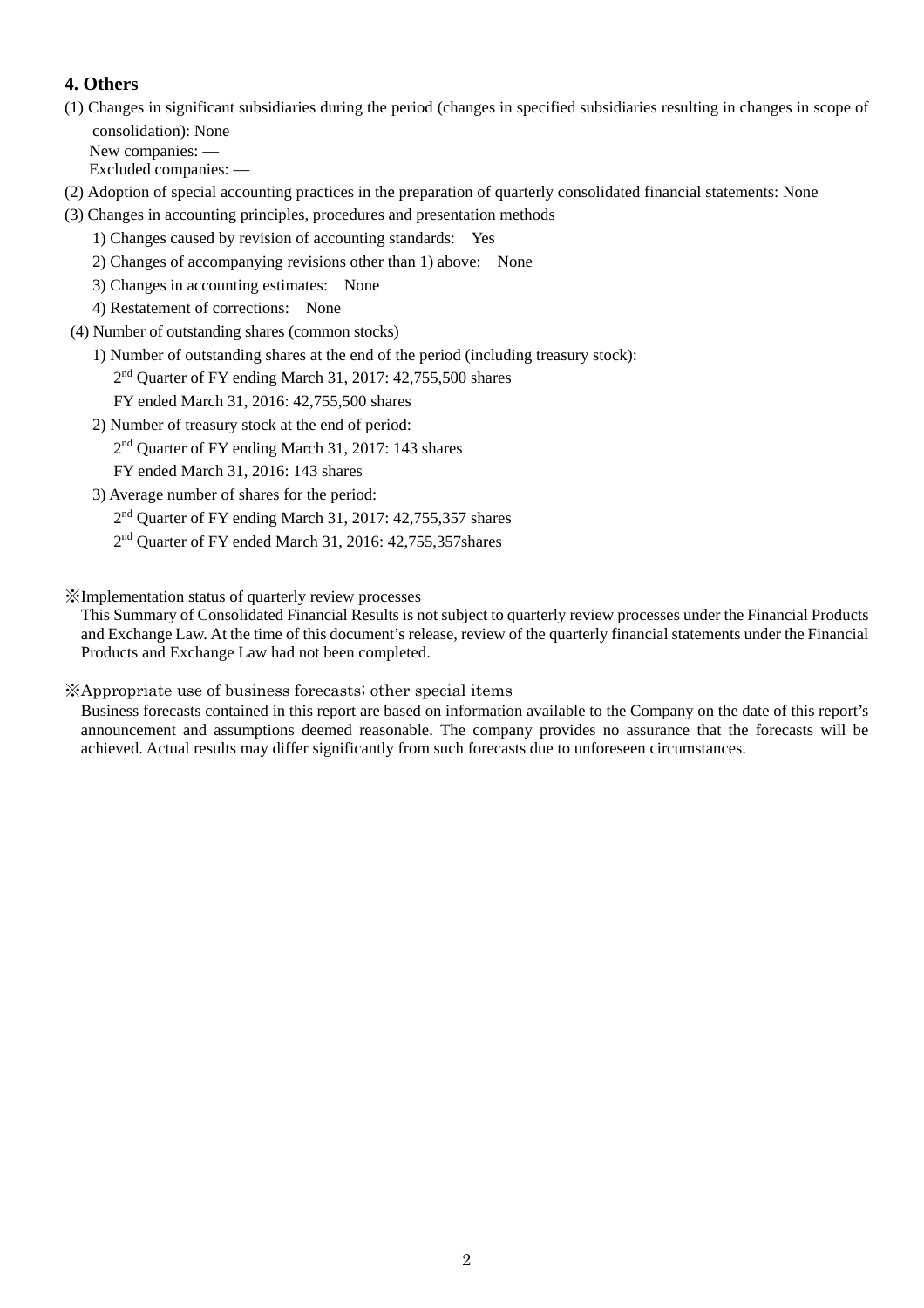## 4. Others

(1) Changes in significant subsidiaries during the period (changes in specified subsidiaries resulting in changes in scope of consolidation): None

New companies: —

Excluded companies: —

(2) Adoption of special accounting practices in the preparation of quarterly consolidated financial statements: None

(3) Changes in accounting principles, procedures and presentation methods

1) Changes caused by revision of accounting standards: Yes

2) Changes of accompanying revisions other than 1) above: None

3) Changes in accounting estimates: None

4) Restatement of corrections: None

(4) Number of outstanding shares (common stocks)

1) Number of outstanding shares at the end of the period (including treasury stock):

2nd Quarter of FY ending March 31, 2017: 42,755,500 shares

FY ended March 31, 2016: 42,755,500 shares

2) Number of treasury stock at the end of period:

2nd Quarter of FY ending March 31, 2017: 143 shares

FY ended March 31, 2016: 143 shares

3) Average number of shares for the period:

2nd Quarter of FY ending March 31, 2017: 42,755,357 shares

2nd Quarter of FY ended March 31, 2016: 42,755,357shares

※Implementation status of quarterly review processes

This Summary of Consolidated Financial Results is not subject to quarterly review processes under the Financial Products and Exchange Law. At the time of this document's release, review of the quarterly financial statements under the Financial Products and Exchange Law had not been completed.

※Appropriate use of business forecasts; other special items

Business forecasts contained in this report are based on information available to the Company on the date of this report's announcement and assumptions deemed reasonable. The company provides no assurance that the forecasts will be achieved. Actual results may differ significantly from such forecasts due to unforeseen circumstances.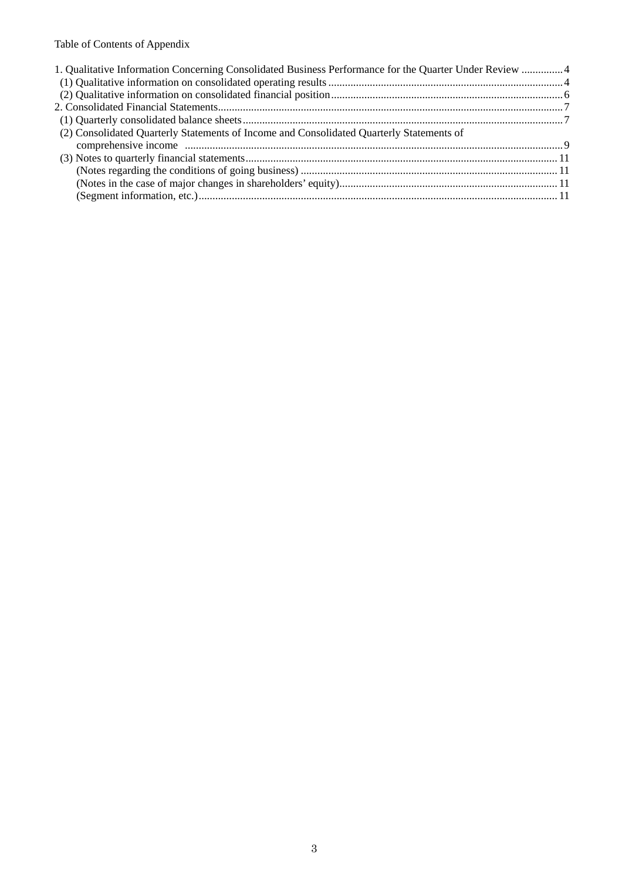Table of Contents of Appendix

1. Qualitative Information Concerning Consolidated Business Performance for the Quarter Under Review .............. 4
   (1) Qualitative information on consolidated operating results .................................................................................... 4
   (2) Qualitative information on consolidated financial position ................................................................................... 6
2. Consolidated Financial Statements ............................................................................................................................ 7
   (1) Quarterly consolidated balance sheets .................................................................................................................. 7
   (2) Consolidated Quarterly Statements of Income and Consolidated Quarterly Statements of comprehensive income ....................................................................................................................................... 9
   (3) Notes to quarterly financial statements ................................................................................................................ 11
      (Notes regarding the conditions of going business) ............................................................................................ 11
      (Notes in the case of major changes in shareholders' equity) .............................................................................. 11
      (Segment information, etc.) ................................................................................................................................. 11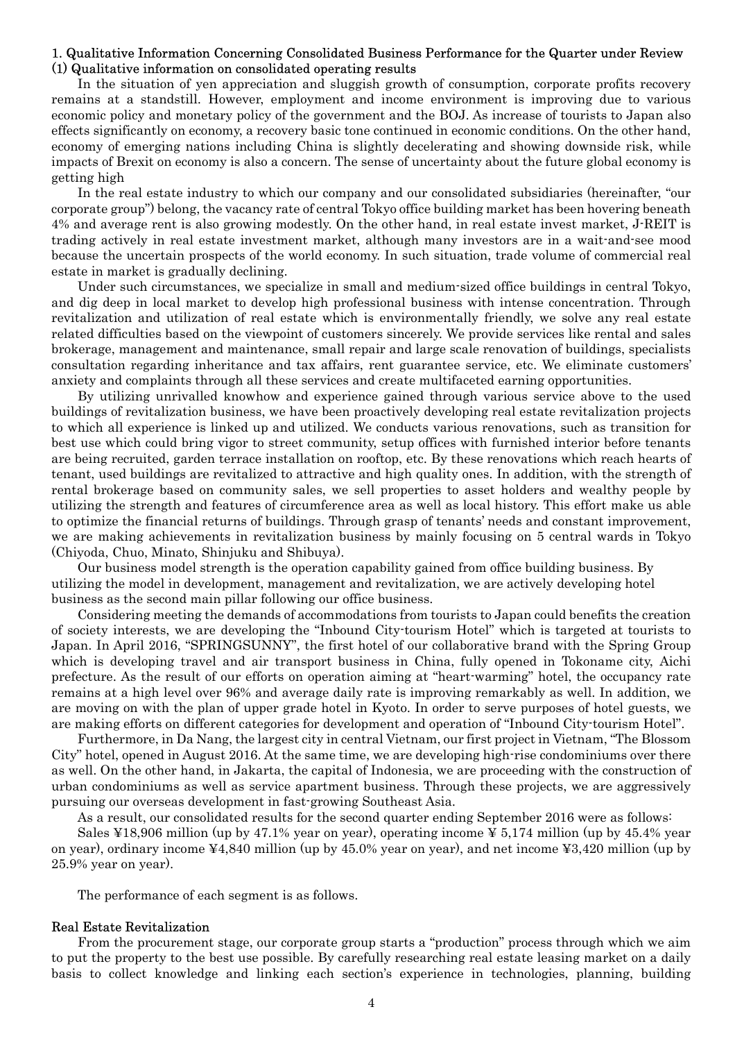## 1. Qualitative Information Concerning Consolidated Business Performance for the Quarter under Review

### (1) Qualitative information on consolidated operating results

In the situation of yen appreciation and sluggish growth of consumption, corporate profits recovery remains at a standstill. However, employment and income environment is improving due to various economic policy and monetary policy of the government and the BOJ. As increase of tourists to Japan also effects significantly on economy, a recovery basic tone continued in economic conditions. On the other hand, economy of emerging nations including China is slightly decelerating and showing downside risk, while impacts of Brexit on economy is also a concern. The sense of uncertainty about the future global economy is getting high

In the real estate industry to which our company and our consolidated subsidiaries (hereinafter, "our corporate group") belong, the vacancy rate of central Tokyo office building market has been hovering beneath 4% and average rent is also growing modestly. On the other hand, in real estate invest market, J-REIT is trading actively in real estate investment market, although many investors are in a wait-and-see mood because the uncertain prospects of the world economy. In such situation, trade volume of commercial real estate in market is gradually declining.

Under such circumstances, we specialize in small and medium-sized office buildings in central Tokyo, and dig deep in local market to develop high professional business with intense concentration. Through revitalization and utilization of real estate which is environmentally friendly, we solve any real estate related difficulties based on the viewpoint of customers sincerely. We provide services like rental and sales brokerage, management and maintenance, small repair and large scale renovation of buildings, specialists consultation regarding inheritance and tax affairs, rent guarantee service, etc. We eliminate customers' anxiety and complaints through all these services and create multifaceted earning opportunities.

By utilizing unrivalled knowhow and experience gained through various service above to the used buildings of revitalization business, we have been proactively developing real estate revitalization projects to which all experience is linked up and utilized. We conducts various renovations, such as transition for best use which could bring vigor to street community, setup offices with furnished interior before tenants are being recruited, garden terrace installation on rooftop, etc. By these renovations which reach hearts of tenant, used buildings are revitalized to attractive and high quality ones. In addition, with the strength of rental brokerage based on community sales, we sell properties to asset holders and wealthy people by utilizing the strength and features of circumference area as well as local history. This effort make us able to optimize the financial returns of buildings. Through grasp of tenants' needs and constant improvement, we are making achievements in revitalization business by mainly focusing on 5 central wards in Tokyo (Chiyoda, Chuo, Minato, Shinjuku and Shibuya).

Our business model strength is the operation capability gained from office building business. By utilizing the model in development, management and revitalization, we are actively developing hotel business as the second main pillar following our office business.

Considering meeting the demands of accommodations from tourists to Japan could benefits the creation of society interests, we are developing the "Inbound City-tourism Hotel" which is targeted at tourists to Japan. In April 2016, "SPRINGSUNNY", the first hotel of our collaborative brand with the Spring Group which is developing travel and air transport business in China, fully opened in Tokoname city, Aichi prefecture. As the result of our efforts on operation aiming at "heart-warming" hotel, the occupancy rate remains at a high level over 96% and average daily rate is improving remarkably as well. In addition, we are moving on with the plan of upper grade hotel in Kyoto. In order to serve purposes of hotel guests, we are making efforts on different categories for development and operation of "Inbound City-tourism Hotel".

Furthermore, in Da Nang, the largest city in central Vietnam, our first project in Vietnam, "The Blossom City" hotel, opened in August 2016. At the same time, we are developing high-rise condominiums over there as well. On the other hand, in Jakarta, the capital of Indonesia, we are proceeding with the construction of urban condominiums as well as service apartment business. Through these projects, we are aggressively pursuing our overseas development in fast-growing Southeast Asia.

As a result, our consolidated results for the second quarter ending September 2016 were as follows:

Sales ¥18,906 million (up by 47.1% year on year), operating income ¥ 5,174 million (up by 45.4% year on year), ordinary income ¥4,840 million (up by 45.0% year on year), and net income ¥3,420 million (up by 25.9% year on year).

The performance of each segment is as follows.

#### Real Estate Revitalization

From the procurement stage, our corporate group starts a "production" process through which we aim to put the property to the best use possible. By carefully researching real estate leasing market on a daily basis to collect knowledge and linking each section's experience in technologies, planning, building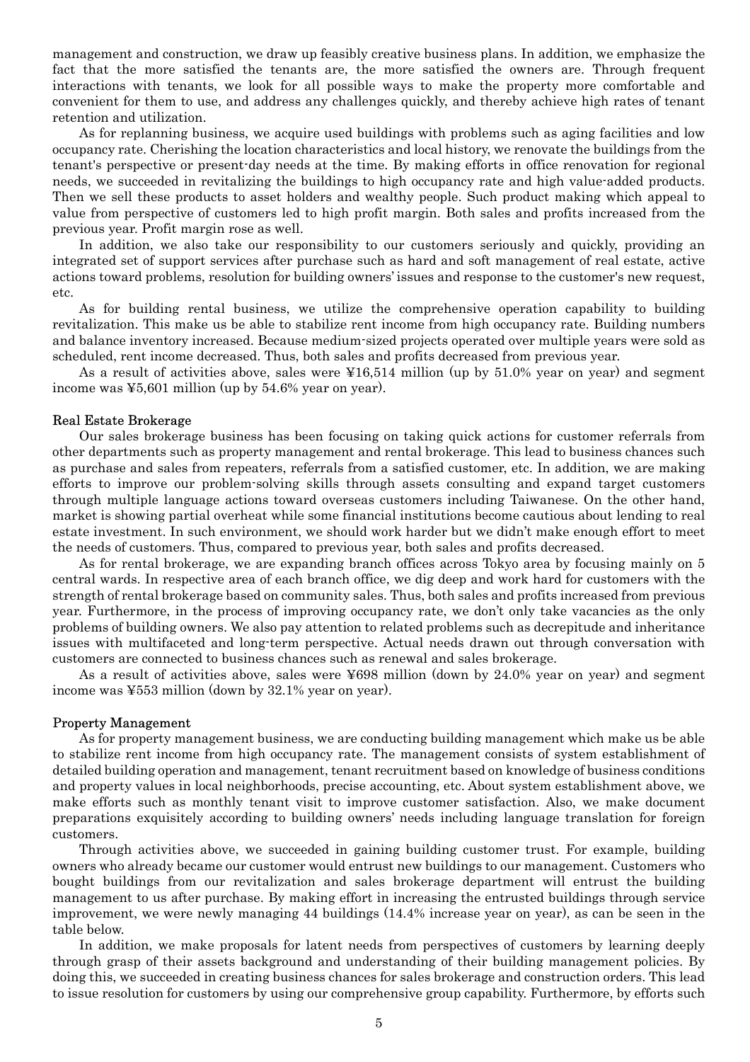management and construction, we draw up feasibly creative business plans. In addition, we emphasize the fact that the more satisfied the tenants are, the more satisfied the owners are. Through frequent interactions with tenants, we look for all possible ways to make the property more comfortable and convenient for them to use, and address any challenges quickly, and thereby achieve high rates of tenant retention and utilization.

As for replanning business, we acquire used buildings with problems such as aging facilities and low occupancy rate. Cherishing the location characteristics and local history, we renovate the buildings from the tenant's perspective or present-day needs at the time. By making efforts in office renovation for regional needs, we succeeded in revitalizing the buildings to high occupancy rate and high value-added products. Then we sell these products to asset holders and wealthy people. Such product making which appeal to value from perspective of customers led to high profit margin. Both sales and profits increased from the previous year. Profit margin rose as well.

In addition, we also take our responsibility to our customers seriously and quickly, providing an integrated set of support services after purchase such as hard and soft management of real estate, active actions toward problems, resolution for building owners' issues and response to the customer's new request, etc.

As for building rental business, we utilize the comprehensive operation capability to building revitalization. This make us be able to stabilize rent income from high occupancy rate. Building numbers and balance inventory increased. Because medium-sized projects operated over multiple years were sold as scheduled, rent income decreased. Thus, both sales and profits decreased from previous year.

As a result of activities above, sales were ¥16,514 million (up by 51.0% year on year) and segment income was ¥5,601 million (up by 54.6% year on year).

Real Estate Brokerage

Our sales brokerage business has been focusing on taking quick actions for customer referrals from other departments such as property management and rental brokerage. This lead to business chances such as purchase and sales from repeaters, referrals from a satisfied customer, etc. In addition, we are making efforts to improve our problem-solving skills through assets consulting and expand target customers through multiple language actions toward overseas customers including Taiwanese. On the other hand, market is showing partial overheat while some financial institutions become cautious about lending to real estate investment. In such environment, we should work harder but we didn't make enough effort to meet the needs of customers. Thus, compared to previous year, both sales and profits decreased.

As for rental brokerage, we are expanding branch offices across Tokyo area by focusing mainly on 5 central wards. In respective area of each branch office, we dig deep and work hard for customers with the strength of rental brokerage based on community sales. Thus, both sales and profits increased from previous year. Furthermore, in the process of improving occupancy rate, we don't only take vacancies as the only problems of building owners. We also pay attention to related problems such as decrepitude and inheritance issues with multifaceted and long-term perspective. Actual needs drawn out through conversation with customers are connected to business chances such as renewal and sales brokerage.

As a result of activities above, sales were ¥698 million (down by 24.0% year on year) and segment income was ¥553 million (down by 32.1% year on year).

Property Management

As for property management business, we are conducting building management which make us be able to stabilize rent income from high occupancy rate. The management consists of system establishment of detailed building operation and management, tenant recruitment based on knowledge of business conditions and property values in local neighborhoods, precise accounting, etc. About system establishment above, we make efforts such as monthly tenant visit to improve customer satisfaction. Also, we make document preparations exquisitely according to building owners' needs including language translation for foreign customers.

Through activities above, we succeeded in gaining building customer trust. For example, building owners who already became our customer would entrust new buildings to our management. Customers who bought buildings from our revitalization and sales brokerage department will entrust the building management to us after purchase. By making effort in increasing the entrusted buildings through service improvement, we were newly managing 44 buildings (14.4% increase year on year), as can be seen in the table below.

In addition, we make proposals for latent needs from perspectives of customers by learning deeply through grasp of their assets background and understanding of their building management policies. By doing this, we succeeded in creating business chances for sales brokerage and construction orders. This lead to issue resolution for customers by using our comprehensive group capability. Furthermore, by efforts such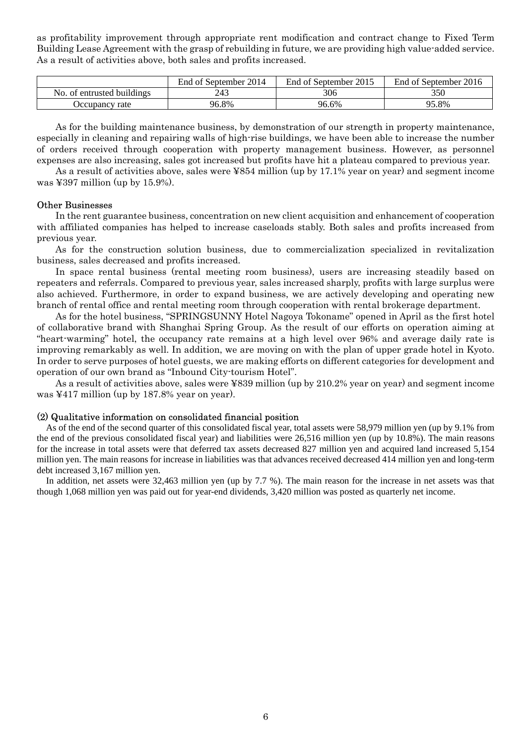as profitability improvement through appropriate rent modification and contract change to Fixed Term Building Lease Agreement with the grasp of rebuilding in future, we are providing high value-added service. As a result of activities above, both sales and profits increased.

| | End of September 2014 | End of September 2015 | End of September 2016 |
|---|---|---|---|
| No. of entrusted buildings | 243 | 306 | 350 |
| Occupancy rate | 96.8% | 96.6% | 95.8% |

As for the building maintenance business, by demonstration of our strength in property maintenance, especially in cleaning and repairing walls of high-rise buildings, we have been able to increase the number of orders received through cooperation with property management business. However, as personnel expenses are also increasing, sales got increased but profits have hit a plateau compared to previous year.

As a result of activities above, sales were ¥854 million (up by 17.1% year on year) and segment income was ¥397 million (up by 15.9%).

### Other Businesses

In the rent guarantee business, concentration on new client acquisition and enhancement of cooperation with affiliated companies has helped to increase caseloads stably. Both sales and profits increased from previous year.

As for the construction solution business, due to commercialization specialized in revitalization business, sales decreased and profits increased.

In space rental business (rental meeting room business), users are increasing steadily based on repeaters and referrals. Compared to previous year, sales increased sharply, profits with large surplus were also achieved. Furthermore, in order to expand business, we are actively developing and operating new branch of rental office and rental meeting room through cooperation with rental brokerage department.

As for the hotel business, "SPRINGSUNNY Hotel Nagoya Tokoname" opened in April as the first hotel of collaborative brand with Shanghai Spring Group. As the result of our efforts on operation aiming at "heart-warming" hotel, the occupancy rate remains at a high level over 96% and average daily rate is improving remarkably as well. In addition, we are moving on with the plan of upper grade hotel in Kyoto. In order to serve purposes of hotel guests, we are making efforts on different categories for development and operation of our own brand as "Inbound City-tourism Hotel".

As a result of activities above, sales were ¥839 million (up by 210.2% year on year) and segment income was ¥417 million (up by 187.8% year on year).

### (2) Qualitative information on consolidated financial position

As of the end of the second quarter of this consolidated fiscal year, total assets were 58,979 million yen (up by 9.1% from the end of the previous consolidated fiscal year) and liabilities were 26,516 million yen (up by 10.8%). The main reasons for the increase in total assets were that deferred tax assets decreased 827 million yen and acquired land increased 5,154 million yen. The main reasons for increase in liabilities was that advances received decreased 414 million yen and long-term debt increased 3,167 million yen.

In addition, net assets were 32,463 million yen (up by 7.7 %). The main reason for the increase in net assets was that though 1,068 million yen was paid out for year-end dividends, 3,420 million was posted as quarterly net income.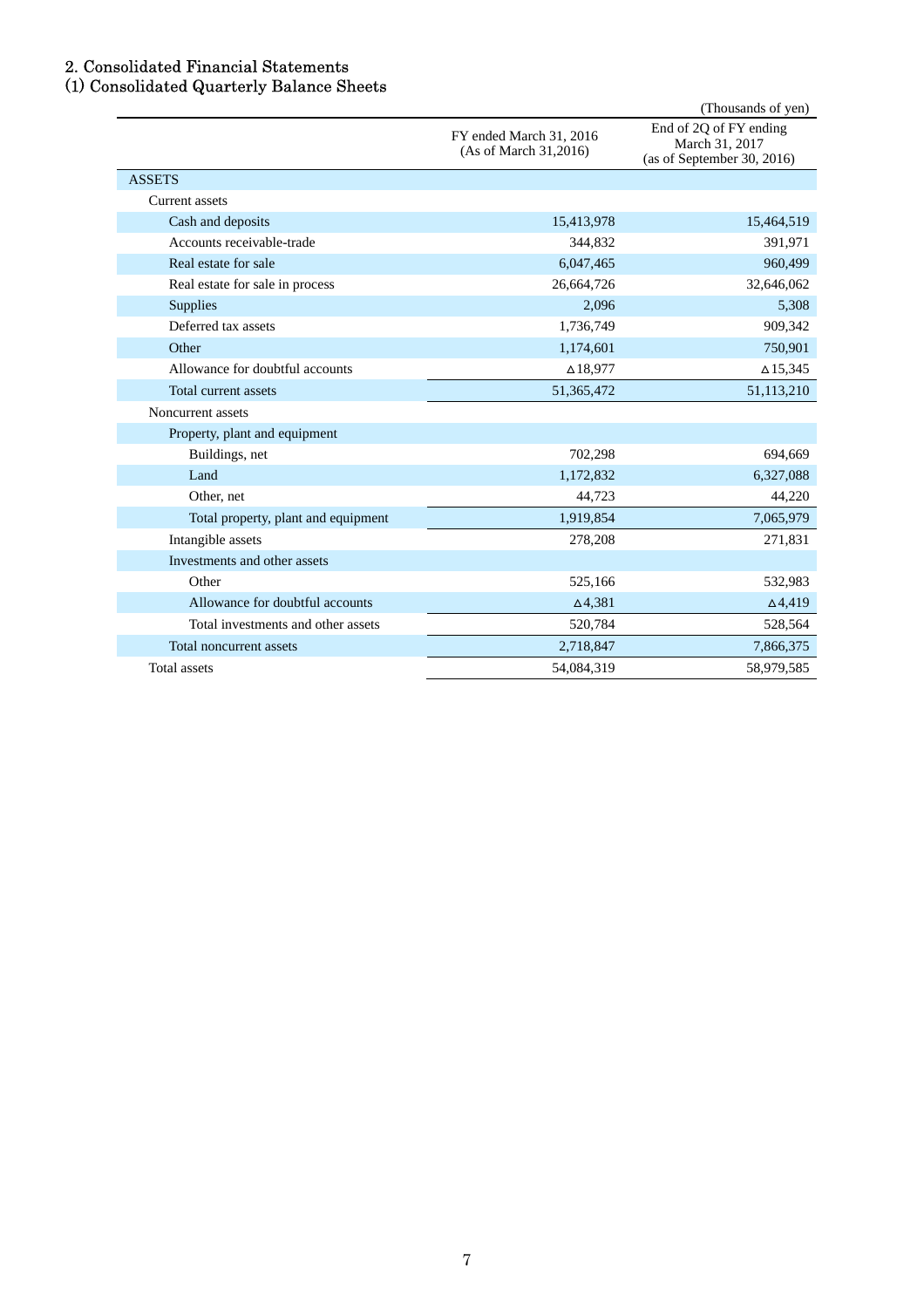## 2. Consolidated Financial Statements

### (1) Consolidated Quarterly Balance Sheets

(Thousands of yen)

| | FY ended March 31, 2016 (As of March 31,2016) | End of 2Q of FY ending March 31, 2017 (as of September 30, 2016) |
|---|---|---|
| ASSETS | | |
| Current assets | | |
| Cash and deposits | 15,413,978 | 15,464,519 |
| Accounts receivable-trade | 344,832 | 391,971 |
| Real estate for sale | 6,047,465 | 960,499 |
| Real estate for sale in process | 26,664,726 | 32,646,062 |
| Supplies | 2,096 | 5,308 |
| Deferred tax assets | 1,736,749 | 909,342 |
| Other | 1,174,601 | 750,901 |
| Allowance for doubtful accounts | △18,977 | △15,345 |
| Total current assets | 51,365,472 | 51,113,210 |
| Noncurrent assets | | |
| Property, plant and equipment | | |
| Buildings, net | 702,298 | 694,669 |
| Land | 1,172,832 | 6,327,088 |
| Other, net | 44,723 | 44,220 |
| Total property, plant and equipment | 1,919,854 | 7,065,979 |
| Intangible assets | 278,208 | 271,831 |
| Investments and other assets | | |
| Other | 525,166 | 532,983 |
| Allowance for doubtful accounts | △4,381 | △4,419 |
| Total investments and other assets | 520,784 | 528,564 |
| Total noncurrent assets | 2,718,847 | 7,866,375 |
| Total assets | 54,084,319 | 58,979,585 |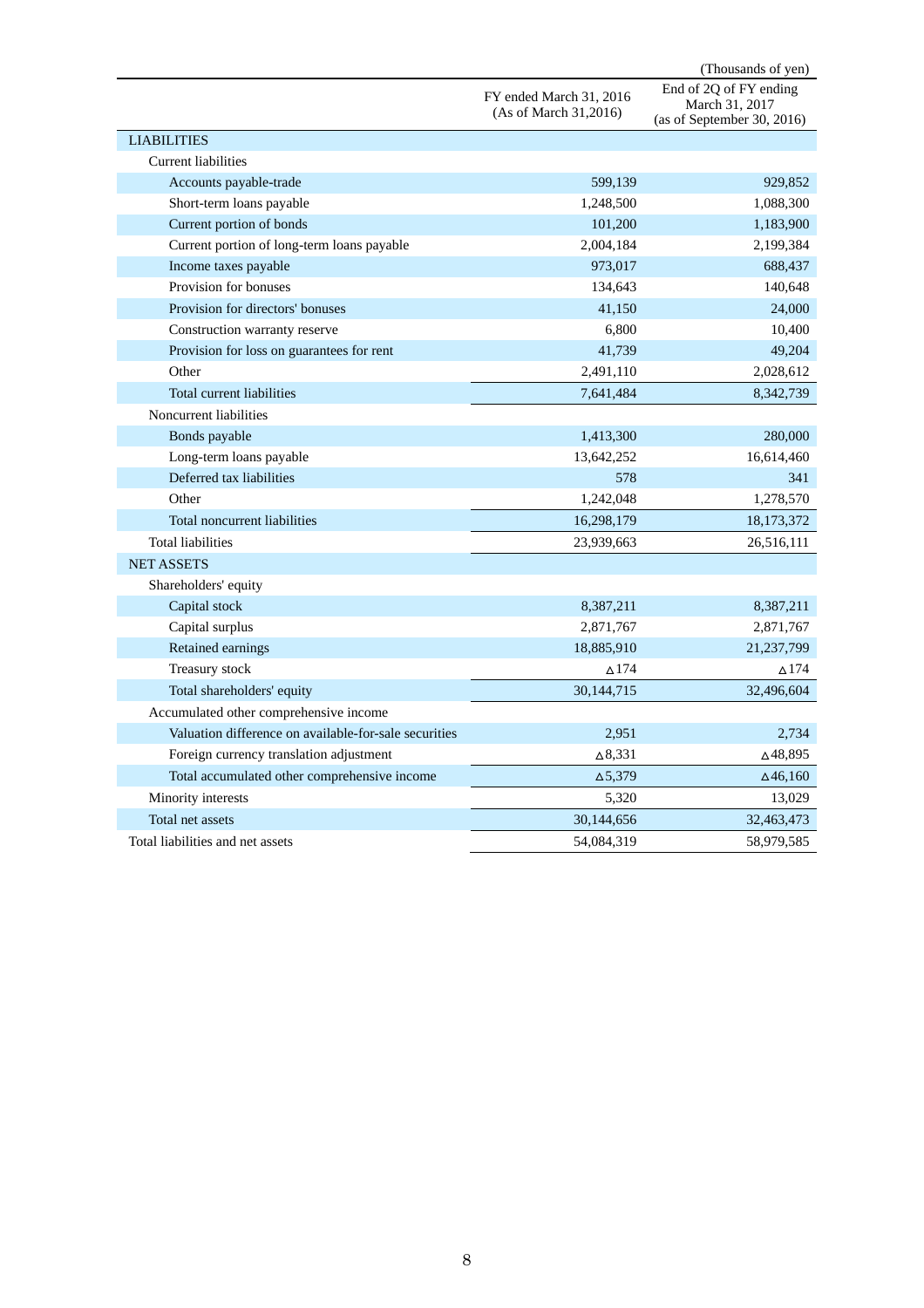(Thousands of yen)

| | FY ended March 31, 2016 (As of March 31,2016) | End of 2Q of FY ending March 31, 2017 (as of September 30, 2016) |
|---|---|---|
| LIABILITIES | | |
| Current liabilities | | |
| Accounts payable-trade | 599,139 | 929,852 |
| Short-term loans payable | 1,248,500 | 1,088,300 |
| Current portion of bonds | 101,200 | 1,183,900 |
| Current portion of long-term loans payable | 2,004,184 | 2,199,384 |
| Income taxes payable | 973,017 | 688,437 |
| Provision for bonuses | 134,643 | 140,648 |
| Provision for directors' bonuses | 41,150 | 24,000 |
| Construction warranty reserve | 6,800 | 10,400 |
| Provision for loss on guarantees for rent | 41,739 | 49,204 |
| Other | 2,491,110 | 2,028,612 |
| Total current liabilities | 7,641,484 | 8,342,739 |
| Noncurrent liabilities | | |
| Bonds payable | 1,413,300 | 280,000 |
| Long-term loans payable | 13,642,252 | 16,614,460 |
| Deferred tax liabilities | 578 | 341 |
| Other | 1,242,048 | 1,278,570 |
| Total noncurrent liabilities | 16,298,179 | 18,173,372 |
| Total liabilities | 23,939,663 | 26,516,111 |
| NET ASSETS | | |
| Shareholders' equity | | |
| Capital stock | 8,387,211 | 8,387,211 |
| Capital surplus | 2,871,767 | 2,871,767 |
| Retained earnings | 18,885,910 | 21,237,799 |
| Treasury stock | △174 | △174 |
| Total shareholders' equity | 30,144,715 | 32,496,604 |
| Accumulated other comprehensive income | | |
| Valuation difference on available-for-sale securities | 2,951 | 2,734 |
| Foreign currency translation adjustment | △8,331 | △48,895 |
| Total accumulated other comprehensive income | △5,379 | △46,160 |
| Minority interests | 5,320 | 13,029 |
| Total net assets | 30,144,656 | 32,463,473 |
| Total liabilities and net assets | 54,084,319 | 58,979,585 |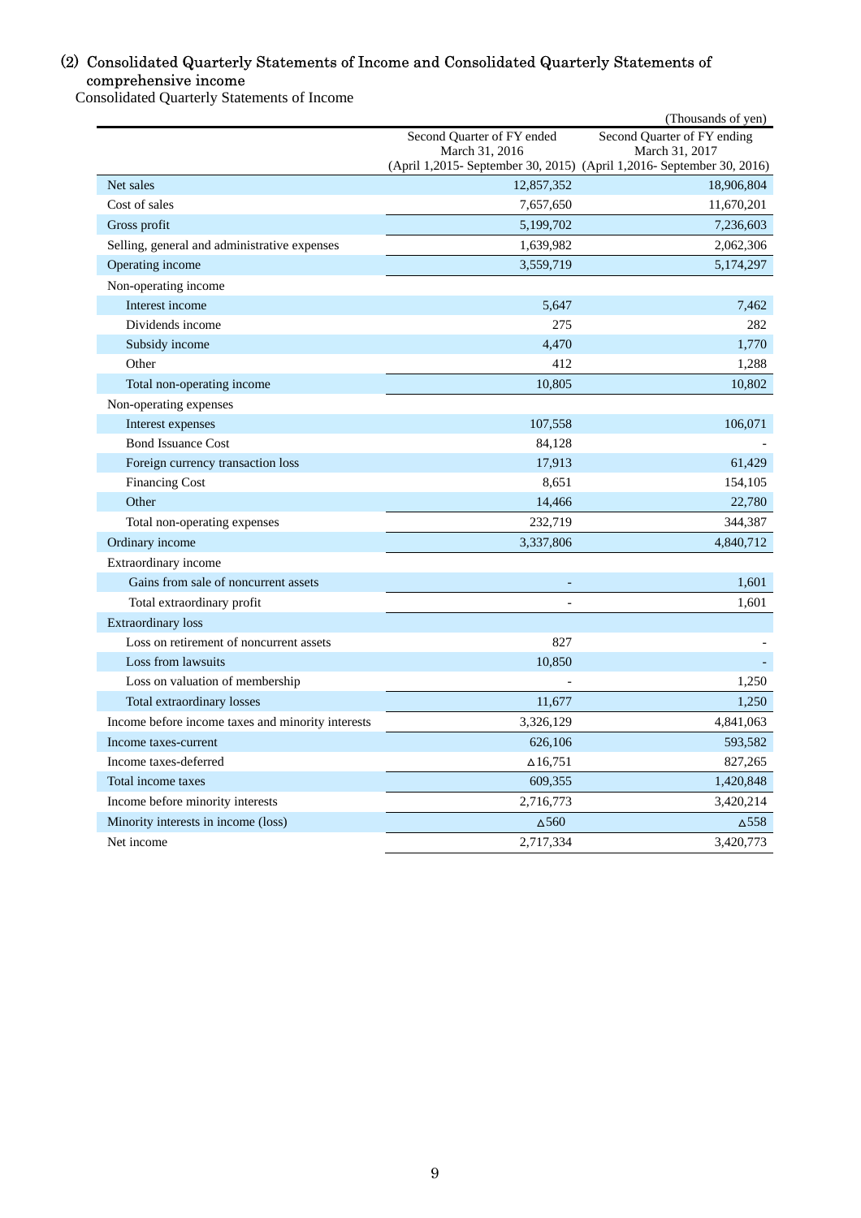## (2) Consolidated Quarterly Statements of Income and Consolidated Quarterly Statements of comprehensive income

Consolidated Quarterly Statements of Income

(Thousands of yen)

| | Second Quarter of FY ended March 31, 2016 (April 1,2015- September 30, 2015) | Second Quarter of FY ending March 31, 2017 (April 1,2016- September 30, 2016) |
|---|---|---|
| Net sales | 12,857,352 | 18,906,804 |
| Cost of sales | 7,657,650 | 11,670,201 |
| Gross profit | 5,199,702 | 7,236,603 |
| Selling, general and administrative expenses | 1,639,982 | 2,062,306 |
| Operating income | 3,559,719 | 5,174,297 |
| Non-operating income | | |
| Interest income | 5,647 | 7,462 |
| Dividends income | 275 | 282 |
| Subsidy income | 4,470 | 1,770 |
| Other | 412 | 1,288 |
| Total non-operating income | 10,805 | 10,802 |
| Non-operating expenses | | |
| Interest expenses | 107,558 | 106,071 |
| Bond Issuance Cost | 84,128 | - |
| Foreign currency transaction loss | 17,913 | 61,429 |
| Financing Cost | 8,651 | 154,105 |
| Other | 14,466 | 22,780 |
| Total non-operating expenses | 232,719 | 344,387 |
| Ordinary income | 3,337,806 | 4,840,712 |
| Extraordinary income | | |
| Gains from sale of noncurrent assets | - | 1,601 |
| Total extraordinary profit | - | 1,601 |
| Extraordinary loss | | |
| Loss on retirement of noncurrent assets | 827 | - |
| Loss from lawsuits | 10,850 | - |
| Loss on valuation of membership | - | 1,250 |
| Total extraordinary losses | 11,677 | 1,250 |
| Income before income taxes and minority interests | 3,326,129 | 4,841,063 |
| Income taxes-current | 626,106 | 593,582 |
| Income taxes-deferred | △16,751 | 827,265 |
| Total income taxes | 609,355 | 1,420,848 |
| Income before minority interests | 2,716,773 | 3,420,214 |
| Minority interests in income (loss) | △560 | △558 |
| Net income | 2,717,334 | 3,420,773 |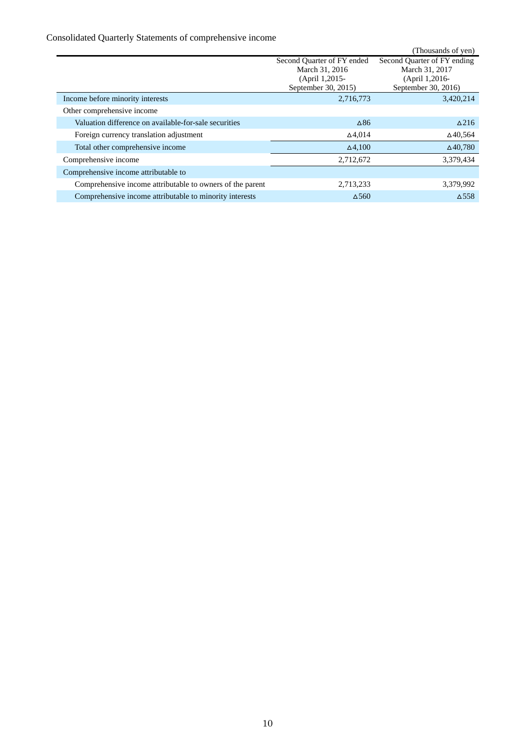Consolidated Quarterly Statements of comprehensive income

(Thousands of yen)

| | Second Quarter of FY ended March 31, 2016 (April 1,2015- September 30, 2015) | Second Quarter of FY ending March 31, 2017 (April 1,2016- September 30, 2016) |
|---|---|---|
| Income before minority interests | 2,716,773 | 3,420,214 |
| Other comprehensive income | | |
| Valuation difference on available-for-sale securities | △86 | △216 |
| Foreign currency translation adjustment | △4,014 | △40,564 |
| Total other comprehensive income | △4,100 | △40,780 |
| Comprehensive income | 2,712,672 | 3,379,434 |
| Comprehensive income attributable to | | |
| Comprehensive income attributable to owners of the parent | 2,713,233 | 3,379,992 |
| Comprehensive income attributable to minority interests | △560 | △558 |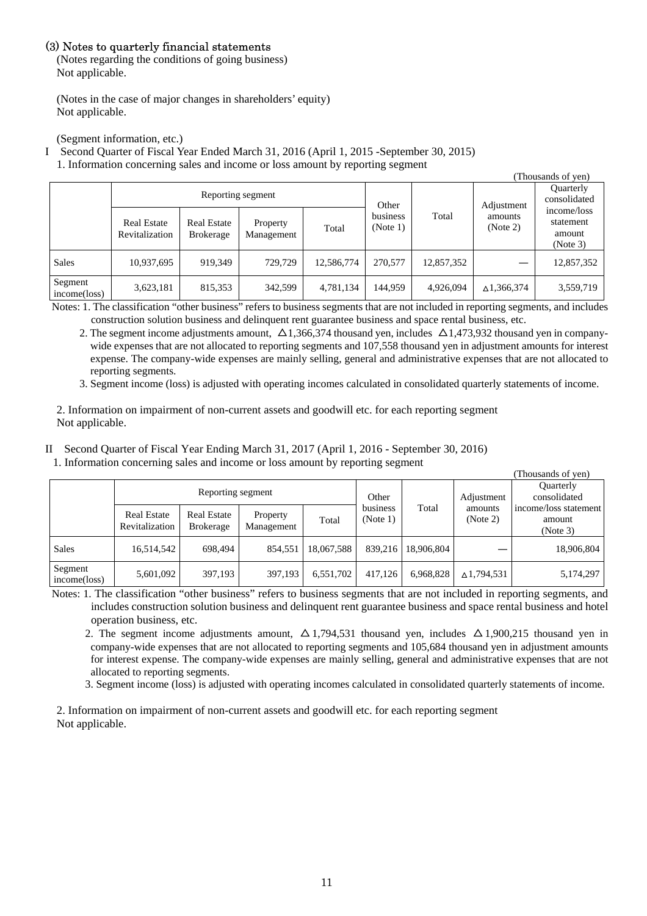### (3) Notes to quarterly financial statements

(Notes regarding the conditions of going business)
Not applicable.

(Notes in the case of major changes in shareholders' equity)
Not applicable.

(Segment information, etc.)

I Second Quarter of Fiscal Year Ended March 31, 2016 (April 1, 2015 -September 30, 2015)

1. Information concerning sales and income or loss amount by reporting segment

(Thousands of yen)

| | Reporting segment | | | | Other business (Note 1) | Total | Adjustment amounts (Note 2) | Quarterly consolidated income/loss statement amount (Note 3) |
|---|---|---|---|---|---|---|---|---|
| | Real Estate Revitalization | Real Estate Brokerage | Property Management | Total | | | | |
| Sales | 10,937,695 | 919,349 | 729,729 | 12,586,774 | 270,577 | 12,857,352 | ― | 12,857,352 |
| Segment income(loss) | 3,623,181 | 815,353 | 342,599 | 4,781,134 | 144,959 | 4,926,094 | △1,366,374 | 3,559,719 |

Notes: 1. The classification "other business" refers to business segments that are not included in reporting segments, and includes construction solution business and delinquent rent guarantee business and space rental business, etc.

2. The segment income adjustments amount, △1,366,374 thousand yen, includes △1,473,932 thousand yen in company-wide expenses that are not allocated to reporting segments and 107,558 thousand yen in adjustment amounts for interest expense. The company-wide expenses are mainly selling, general and administrative expenses that are not allocated to reporting segments.

3. Segment income (loss) is adjusted with operating incomes calculated in consolidated quarterly statements of income.

2. Information on impairment of non-current assets and goodwill etc. for each reporting segment
Not applicable.

II Second Quarter of Fiscal Year Ending March 31, 2017 (April 1, 2016 - September 30, 2016)

1. Information concerning sales and income or loss amount by reporting segment

(Thousands of yen)

| | Reporting segment | | | | Other business (Note 1) | Total | Adjustment amounts (Note 2) | Quarterly consolidated income/loss statement amount (Note 3) |
|---|---|---|---|---|---|---|---|---|
| | Real Estate Revitalization | Real Estate Brokerage | Property Management | Total | | | | |
| Sales | 16,514,542 | 698,494 | 854,551 | 18,067,588 | 839,216 | 18,906,804 | ― | 18,906,804 |
| Segment income(loss) | 5,601,092 | 397,193 | 397,193 | 6,551,702 | 417,126 | 6,968,828 | △1,794,531 | 5,174,297 |

Notes: 1. The classification "other business" refers to business segments that are not included in reporting segments, and includes construction solution business and delinquent rent guarantee business and space rental business and hotel operation business, etc.

2. The segment income adjustments amount, △1,794,531 thousand yen, includes △1,900,215 thousand yen in company-wide expenses that are not allocated to reporting segments and 105,684 thousand yen in adjustment amounts for interest expense. The company-wide expenses are mainly selling, general and administrative expenses that are not allocated to reporting segments.

3. Segment income (loss) is adjusted with operating incomes calculated in consolidated quarterly statements of income.

2. Information on impairment of non-current assets and goodwill etc. for each reporting segment
Not applicable.